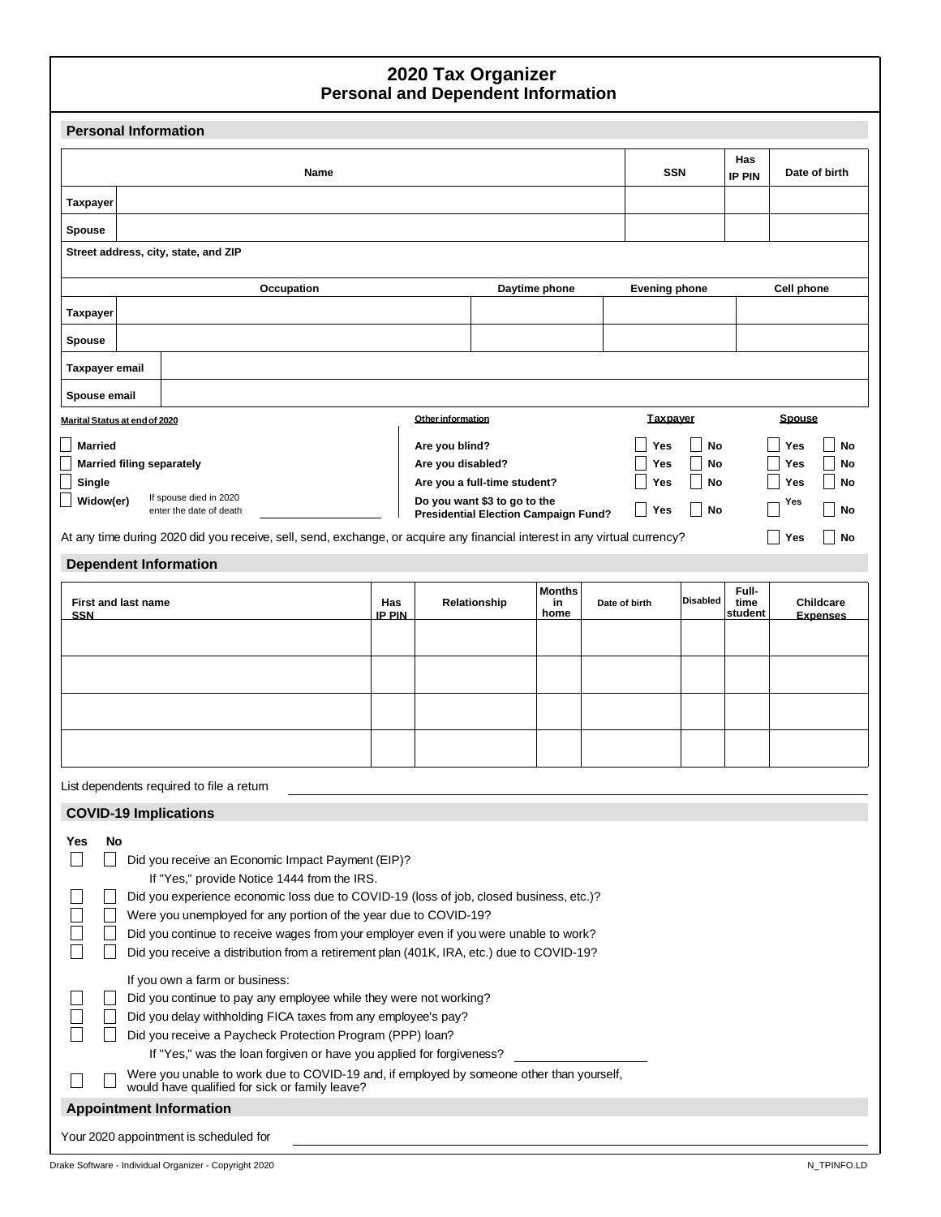# 2020 Tax Organizer
## Personal and Dependent Information

### Personal Information

| | Name | SSN | Has IP PIN | Date of birth |
|---|---|---|---|---|
| Taxpayer | | | | |
| Spouse | | | | |

Street address, city, state, and ZIP

| | Occupation | Daytime phone | Evening phone | Cell phone |
|---|---|---|---|---|
| Taxpayer | | | | |
| Spouse | | | | |

| | |
|---|---|
| Taxpayer email | |
| Spouse email | |

**Marital Status at end of 2020**

- ☐ Married
- ☐ Married filing separately
- ☐ Single
- ☐ Widow(er) — If spouse died in 2020 enter the date of death ______________

| Other information | Taxpayer | | Spouse | |
|---|---|---|---|---|
| Are you blind? | ☐ Yes | ☐ No | ☐ Yes | ☐ No |
| Are you disabled? | ☐ Yes | ☐ No | ☐ Yes | ☐ No |
| Are you a full-time student? | ☐ Yes | ☐ No | ☐ Yes | ☐ No |
| Do you want $3 to go to the Presidential Election Campaign Fund? | ☐ Yes | ☐ No | ☐ Yes | ☐ No |

At any time during 2020 did you receive, sell, send, exchange, or acquire any financial interest in any virtual currency? ☐ Yes ☐ No

### Dependent Information

| First and last name SSN | Has IP PIN | Relationship | Months in home | Date of birth | Disabled | Full-time student | Childcare Expenses |
|---|---|---|---|---|---|---|---|
| | | | | | | | |
| | | | | | | | |
| | | | | | | | |
| | | | | | | | |

List dependents required to file a return ______________

### COVID-19 Implications

| Yes | No | |
|---|---|---|
| ☐ | ☐ | Did you receive an Economic Impact Payment (EIP)? If "Yes," provide Notice 1444 from the IRS. |
| ☐ | ☐ | Did you experience economic loss due to COVID-19 (loss of job, closed business, etc.)? |
| ☐ | ☐ | Were you unemployed for any portion of the year due to COVID-19? |
| ☐ | ☐ | Did you continue to receive wages from your employer even if you were unable to work? |
| ☐ | ☐ | Did you receive a distribution from a retirement plan (401K, IRA, etc.) due to COVID-19? |
| | | If you own a farm or business: |
| ☐ | ☐ | Did you continue to pay any employee while they were not working? |
| ☐ | ☐ | Did you delay withholding FICA taxes from any employee's pay? |
| ☐ | ☐ | Did you receive a Paycheck Protection Program (PPP) loan? If "Yes," was the loan forgiven or have you applied for forgiveness? ______________ |
| ☐ | ☐ | Were you unable to work due to COVID-19 and, if employed by someone other than yourself, would have qualified for sick or family leave? |

### Appointment Information

Your 2020 appointment is scheduled for ______________

Drake Software - Individual Organizer - Copyright 2020 N_TPINFO.LD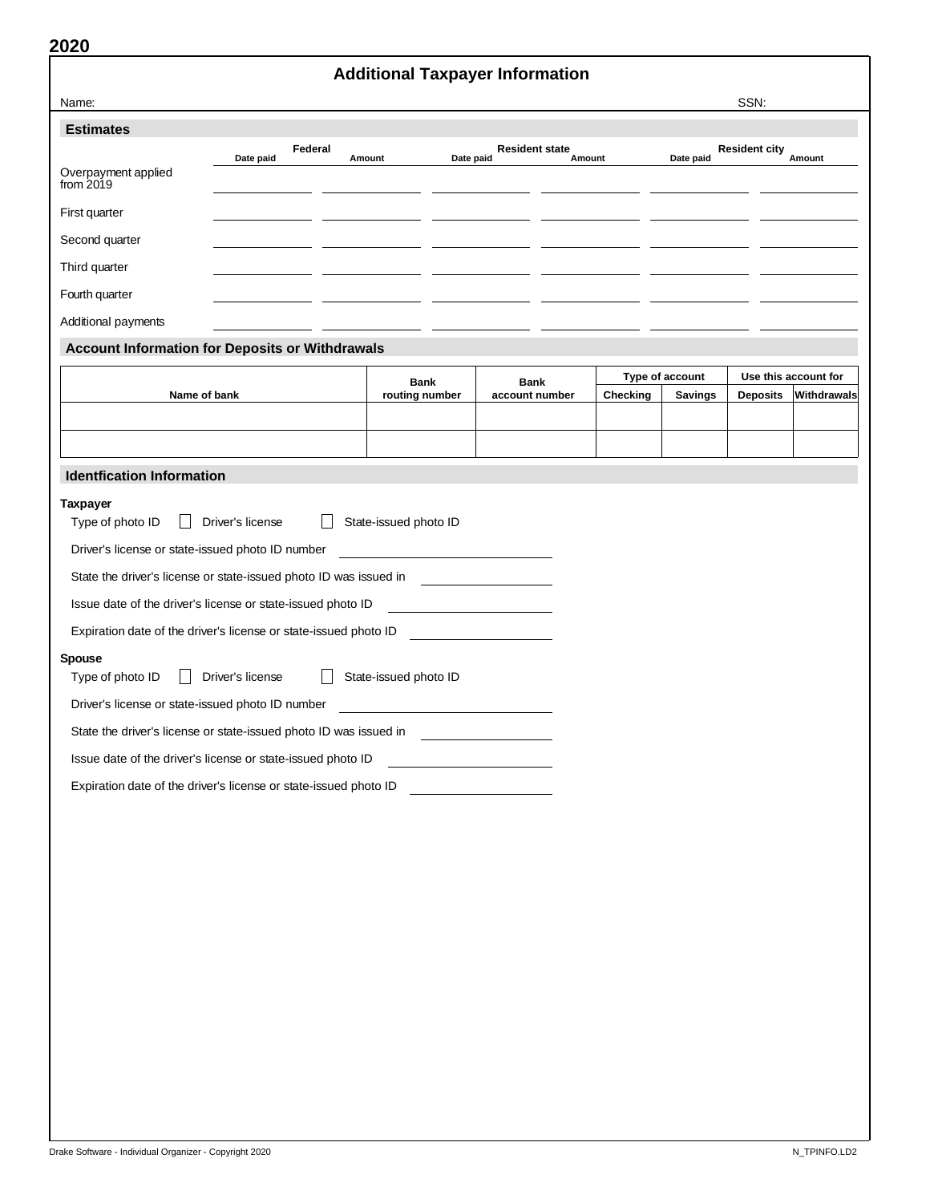2020

# Additional Taxpayer Information

Name: SSN:

## Estimates

| | Federal | | Resident state | | Resident city | |
|---|---|---|---|---|---|---|
| | Date paid | Amount | Date paid | Amount | Date paid | Amount |
| Overpayment applied from 2019 | | | | | | |
| First quarter | | | | | | |
| Second quarter | | | | | | |
| Third quarter | | | | | | |
| Fourth quarter | | | | | | |
| Additional payments | | | | | | |

## Account Information for Deposits or Withdrawals

| Name of bank | Bank routing number | Bank account number | Type of account | | Use this account for | |
|---|---|---|---|---|---|---|
| | | | Checking | Savings | Deposits | Withdrawals |
| | | | | | | |
| | | | | | | |

## Identfication Information

**Taxpayer**

Type of photo ID ☐ Driver's license ☐ State-issued photo ID

Driver's license or state-issued photo ID number ____________________

State the driver's license or state-issued photo ID was issued in ____________________

Issue date of the driver's license or state-issued photo ID ____________________

Expiration date of the driver's license or state-issued photo ID ____________________

**Spouse**

Type of photo ID ☐ Driver's license ☐ State-issued photo ID

Driver's license or state-issued photo ID number ____________________

State the driver's license or state-issued photo ID was issued in ____________________

Issue date of the driver's license or state-issued photo ID ____________________

Expiration date of the driver's license or state-issued photo ID ____________________

Drake Software - Individual Organizer - Copyright 2020 N_TPINFO.LD2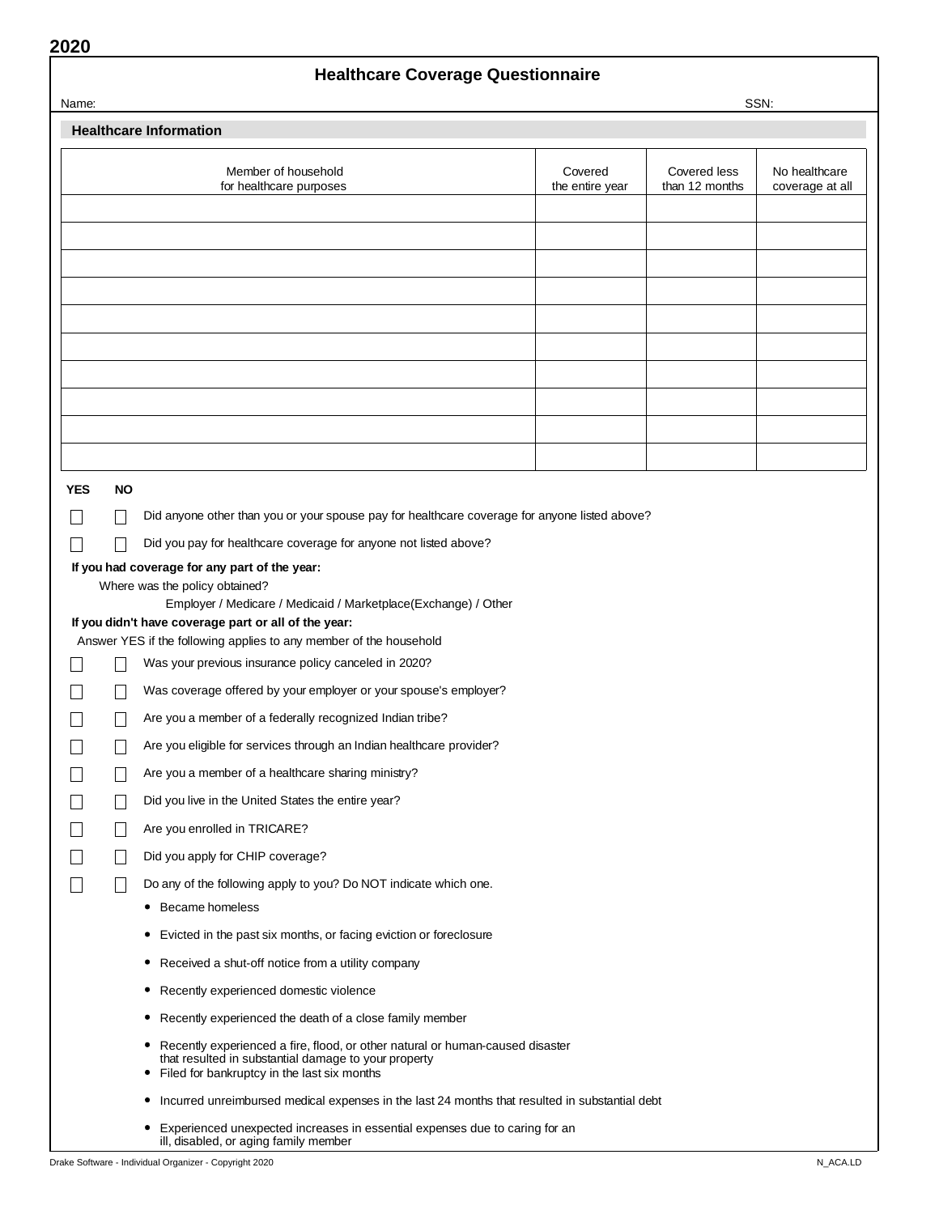2020

# Healthcare Coverage Questionnaire

Name: SSN:

## Healthcare Information

| Member of household for healthcare purposes | Covered the entire year | Covered less than 12 months | No healthcare coverage at all |
|---|---|---|---|
| | | | |
| | | | |
| | | | |
| | | | |
| | | | |
| | | | |
| | | | |
| | | | |
| | | | |
| | | | |

| YES | NO | |
|---|---|---|
| ☐ | ☐ | Did anyone other than you or your spouse pay for healthcare coverage for anyone listed above? |
| ☐ | ☐ | Did you pay for healthcare coverage for anyone not listed above? |

**If you had coverage for any part of the year:**

Where was the policy obtained?

Employer / Medicare / Medicaid / Marketplace(Exchange) / Other

**If you didn't have coverage part or all of the year:**

Answer YES if the following applies to any member of the household

| YES | NO | |
|---|---|---|
| ☐ | ☐ | Was your previous insurance policy canceled in 2020? |
| ☐ | ☐ | Was coverage offered by your employer or your spouse's employer? |
| ☐ | ☐ | Are you a member of a federally recognized Indian tribe? |
| ☐ | ☐ | Are you eligible for services through an Indian healthcare provider? |
| ☐ | ☐ | Are you a member of a healthcare sharing ministry? |
| ☐ | ☐ | Did you live in the United States the entire year? |
| ☐ | ☐ | Are you enrolled in TRICARE? |
| ☐ | ☐ | Did you apply for CHIP coverage? |
| ☐ | ☐ | Do any of the following apply to you? Do NOT indicate which one. |

- Became homeless
- Evicted in the past six months, or facing eviction or foreclosure
- Received a shut-off notice from a utility company
- Recently experienced domestic violence
- Recently experienced the death of a close family member
- Recently experienced a fire, flood, or other natural or human-caused disaster that resulted in substantial damage to your property
- Filed for bankruptcy in the last six months
- Incurred unreimbursed medical expenses in the last 24 months that resulted in substantial debt
- Experienced unexpected increases in essential expenses due to caring for an ill, disabled, or aging family member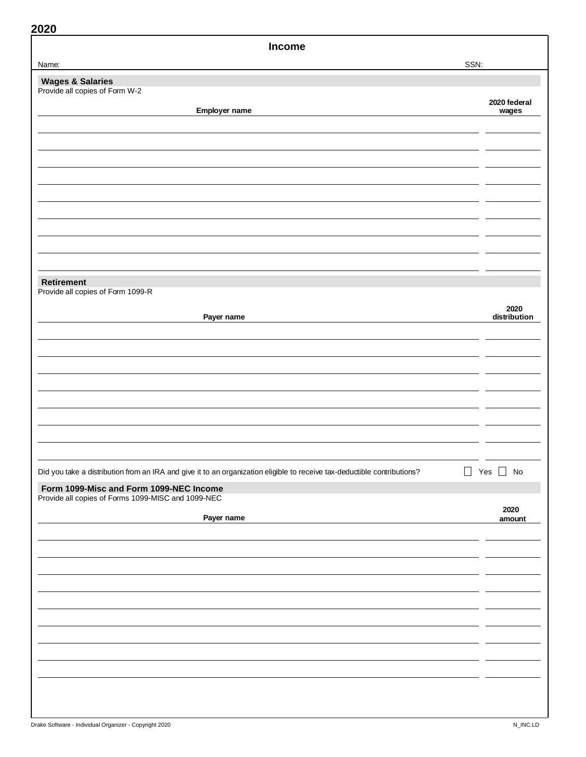2020

# Income

Name: SSN:

## Wages & Salaries

Provide all copies of Form W-2

| Employer name | 2020 federal wages |
| --- | --- |
| | |
| | |
| | |
| | |
| | |
| | |
| | |
| | |
| | |

## Retirement

Provide all copies of Form 1099-R

| Payer name | 2020 distribution |
| --- | --- |
| | |
| | |
| | |
| | |
| | |
| | |
| | |
| | |

Did you take a distribution from an IRA and give it to an organization eligible to receive tax-deductible contributions? ☐ Yes ☐ No

## Form 1099-Misc and Form 1099-NEC Income

Provide all copies of Forms 1099-MISC and 1099-NEC

| Payer name | 2020 amount |
| --- | --- |
| | |
| | |
| | |
| | |
| | |
| | |
| | |
| | |
| | |

Drake Software - Individual Organizer - Copyright 2020 N_INC.LD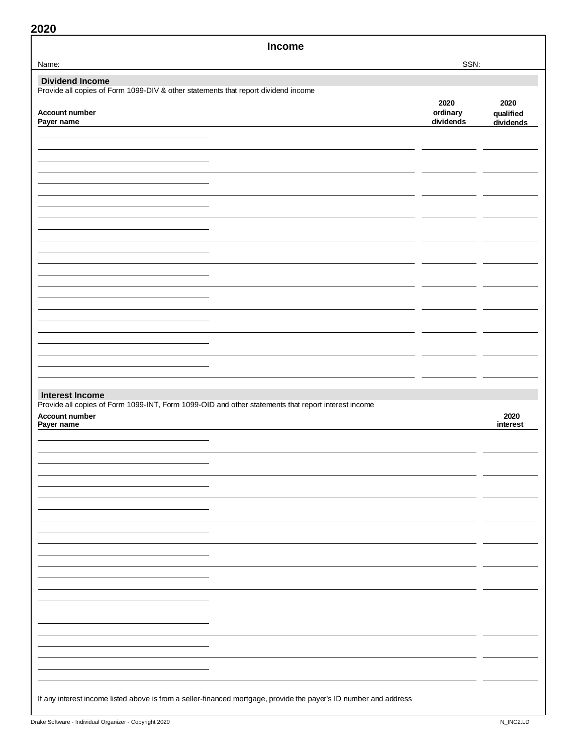**2020**

# Income

Name: SSN:

## Dividend Income

Provide all copies of Form 1099-DIV & other statements that report dividend income

| Account number<br>Payer name | 2020 ordinary dividends | 2020 qualified dividends |
|---|---|---|
| | | |
| | | |
| | | |
| | | |
| | | |
| | | |
| | | |
| | | |
| | | |
| | | |
| | | |

## Interest Income

Provide all copies of Form 1099-INT, Form 1099-OID and other statements that report interest income

| Account number<br>Payer name | 2020 interest |
|---|---|
| | |
| | |
| | |
| | |
| | |
| | |
| | |
| | |
| | |
| | |
| | |

If any interest income listed above is from a seller-financed mortgage, provide the payer's ID number and address

Drake Software - Individual Organizer - Copyright 2020 N_INC2.LD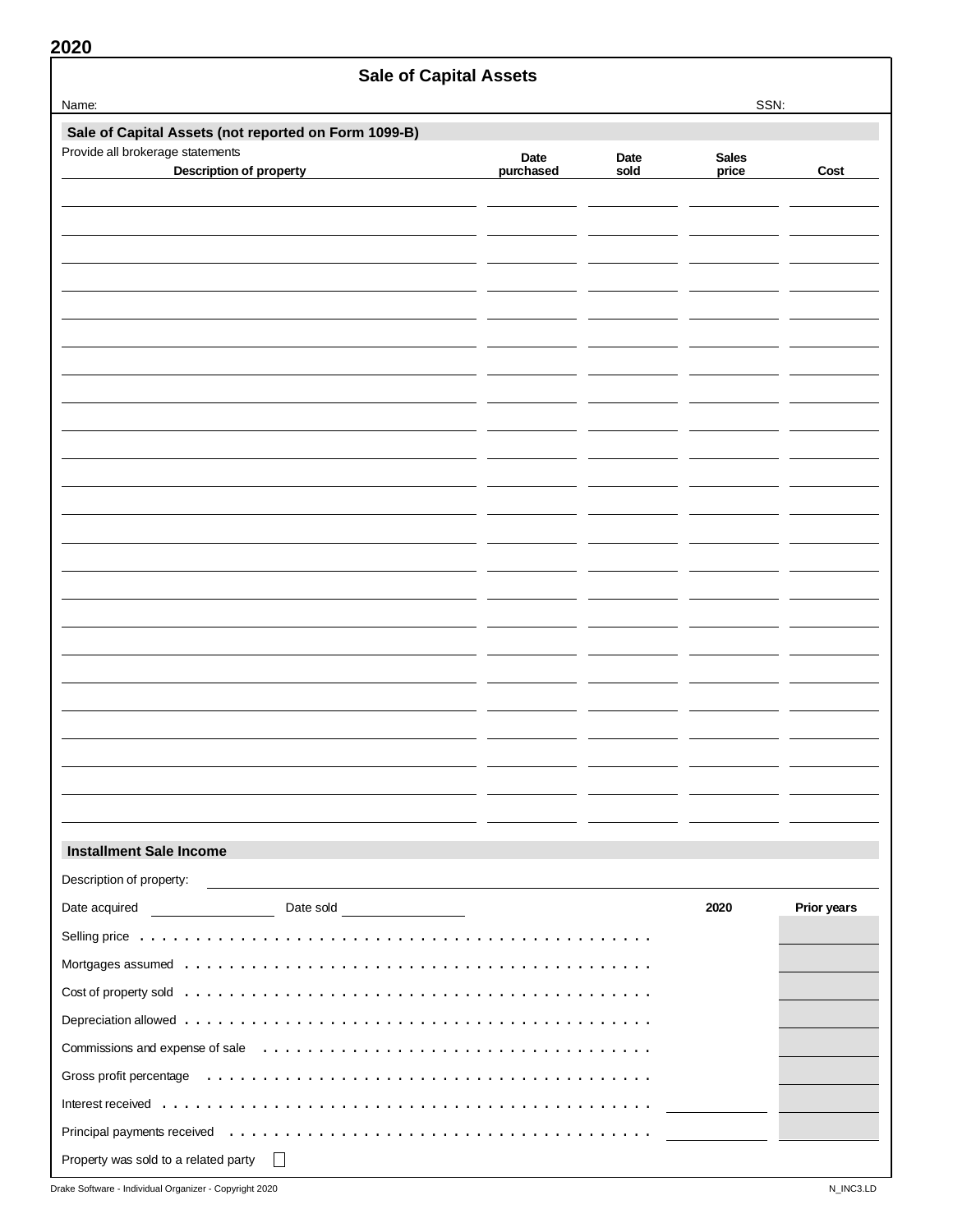**2020**

# Sale of Capital Assets

Name: SSN:

## Sale of Capital Assets (not reported on Form 1099-B)

Provide all brokerage statements

| Description of property | Date purchased | Date sold | Sales price | Cost |
|---|---|---|---|---|
| | | | | |
| | | | | |
| | | | | |
| | | | | |
| | | | | |
| | | | | |
| | | | | |
| | | | | |
| | | | | |
| | | | | |
| | | | | |
| | | | | |
| | | | | |
| | | | | |
| | | | | |
| | | | | |
| | | | | |
| | | | | |
| | | | | |
| | | | | |
| | | | | |
| | | | | |
| | | | | |

## Installment Sale Income

Description of property:

Date acquired ________ Date sold ________

| | 2020 | Prior years |
|---|---|---|
| Selling price | | |
| Mortgages assumed | | |
| Cost of property sold | | |
| Depreciation allowed | | |
| Commissions and expense of sale | | |
| Gross profit percentage | | |
| Interest received | | |
| Principal payments received | | |

Property was sold to a related party ☐

Drake Software - Individual Organizer - Copyright 2020 N_INC3.LD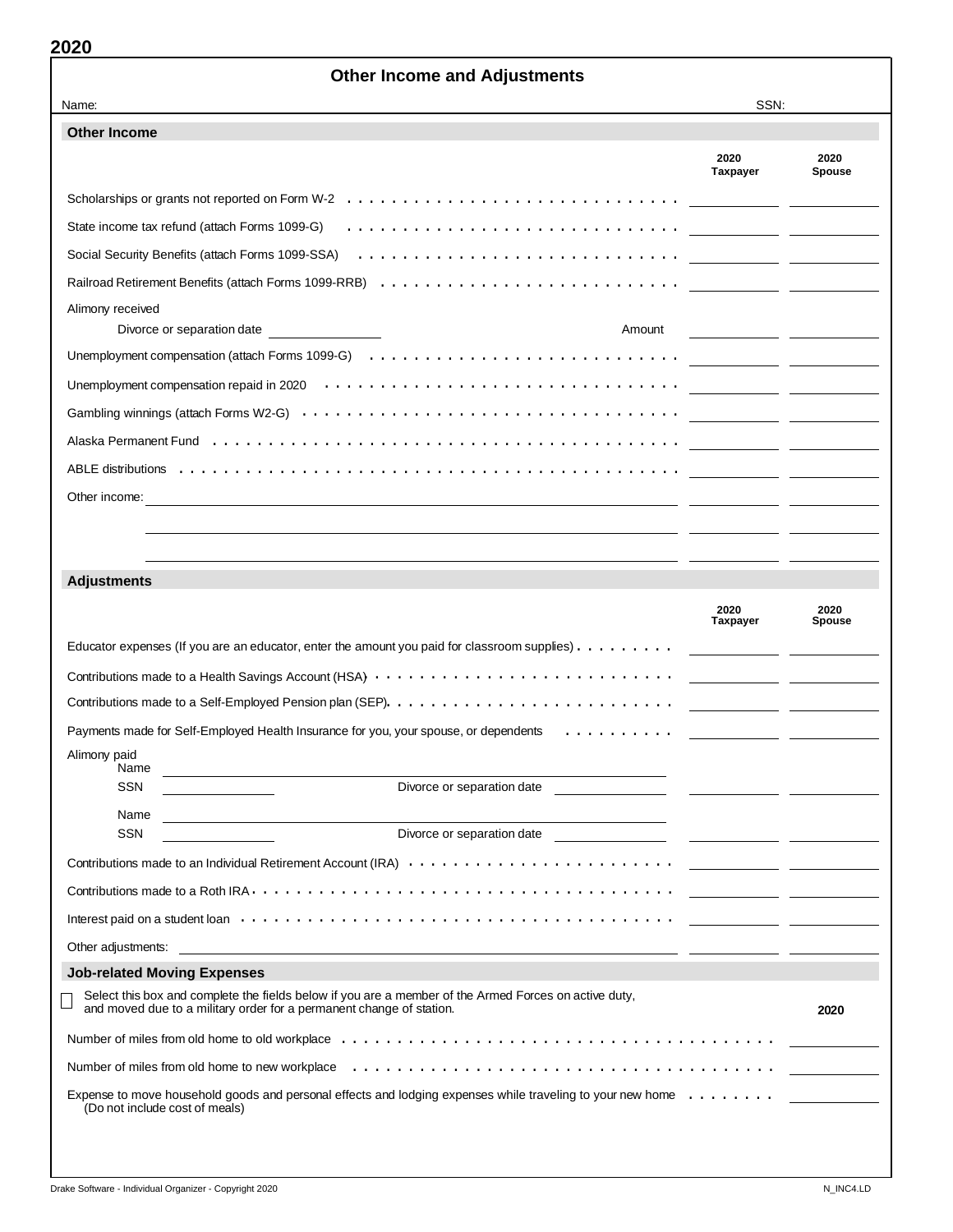**2020**

# Other Income and Adjustments

Name: SSN:

## Other Income

| | 2020 Taxpayer | 2020 Spouse |
|---|---|---|
| Scholarships or grants not reported on Form W-2 | | |
| State income tax refund (attach Forms 1099-G) | | |
| Social Security Benefits (attach Forms 1099-SSA) | | |
| Railroad Retirement Benefits (attach Forms 1099-RRB) | | |
| Alimony received<br>Divorce or separation date ______ Amount | | |
| Unemployment compensation (attach Forms 1099-G) | | |
| Unemployment compensation repaid in 2020 | | |
| Gambling winnings (attach Forms W2-G) | | |
| Alaska Permanent Fund | | |
| ABLE distributions | | |
| Other income: | | |
| | | |
| | | |

## Adjustments

| | 2020 Taxpayer | 2020 Spouse |
|---|---|---|
| Educator expenses (If you are an educator, enter the amount you paid for classroom supplies) | | |
| Contributions made to a Health Savings Account (HSA) | | |
| Contributions made to a Self-Employed Pension plan (SEP) | | |
| Payments made for Self-Employed Health Insurance for you, your spouse, or dependents | | |
| Alimony paid<br>Name ______<br>SSN ______ Divorce or separation date ______ | | |
| Name ______<br>SSN ______ Divorce or separation date ______ | | |
| Contributions made to an Individual Retirement Account (IRA) | | |
| Contributions made to a Roth IRA | | |
| Interest paid on a student loan | | |
| Other adjustments: | | |

## Job-related Moving Expenses

☐ Select this box and complete the fields below if you are a member of the Armed Forces on active duty, and moved due to a military order for a permanent change of station.

| | 2020 |
|---|---|
| Number of miles from old home to old workplace | |
| Number of miles from old home to new workplace | |
| Expense to move household goods and personal effects and lodging expenses while traveling to your new home (Do not include cost of meals) | |

Drake Software - Individual Organizer - Copyright 2020 N_INC4.LD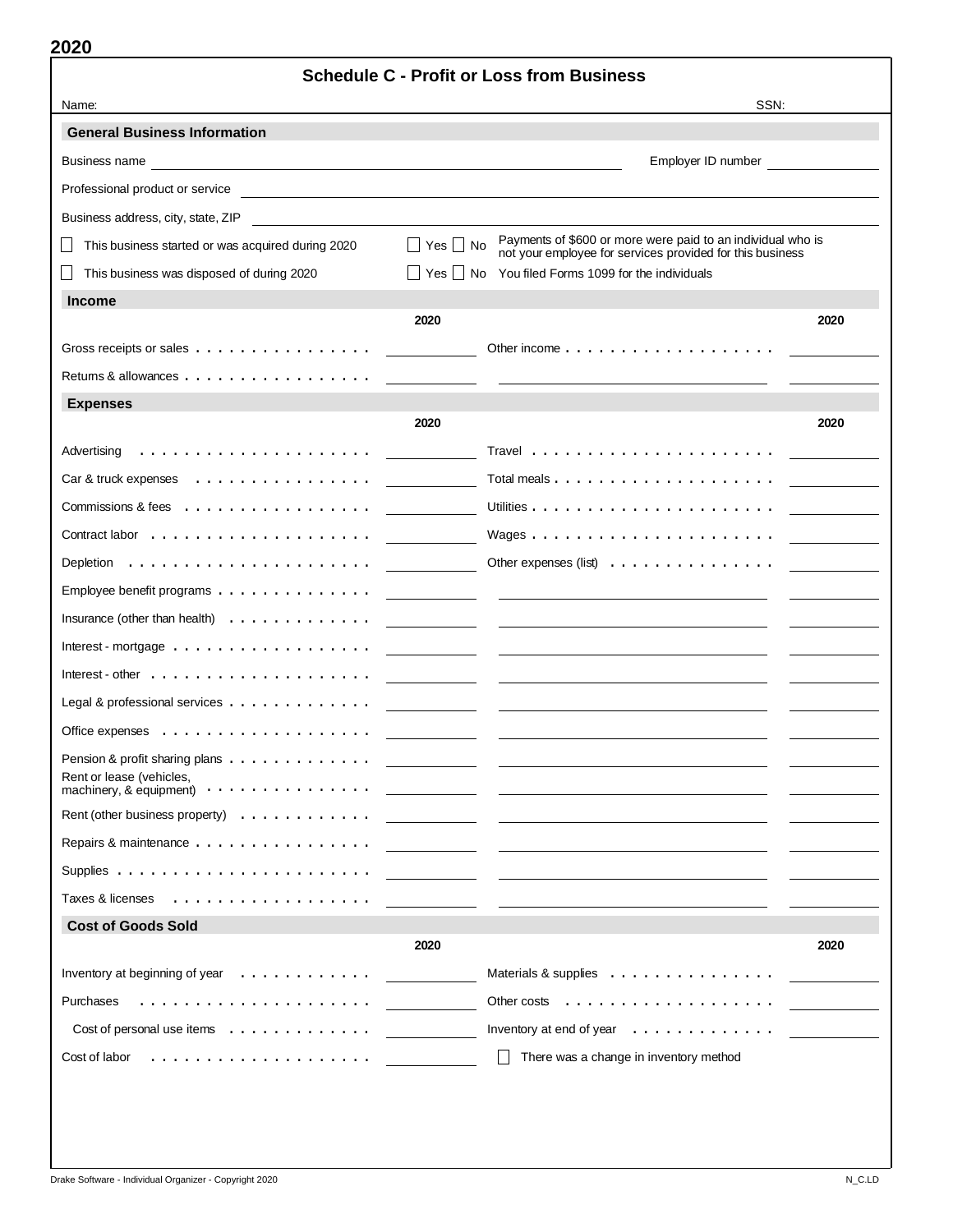2020

## Schedule C - Profit or Loss from Business

Name: _______________ SSN: _______________

### General Business Information

Business name _______________ Employer ID number _______________

Professional product or service _______________

Business address, city, state, ZIP _______________

☐ This business started or was acquired during 2020

☐ This business was disposed of during 2020

☐ Yes ☐ No Payments of $600 or more were paid to an individual who is not your employee for services provided for this business

☐ Yes ☐ No You filed Forms 1099 for the individuals

### Income

| | 2020 | | 2020 |
|---|---|---|---|
| Gross receipts or sales | | Other income | |
| Returns & allowances | | | |

### Expenses

| | 2020 | | 2020 |
|---|---|---|---|
| Advertising | | Travel | |
| Car & truck expenses | | Total meals | |
| Commissions & fees | | Utilities | |
| Contract labor | | Wages | |
| Depletion | | Other expenses (list) | |
| Employee benefit programs | | | |
| Insurance (other than health) | | | |
| Interest - mortgage | | | |
| Interest - other | | | |
| Legal & professional services | | | |
| Office expenses | | | |
| Pension & profit sharing plans | | | |
| Rent or lease (vehicles, machinery, & equipment) | | | |
| Rent (other business property) | | | |
| Repairs & maintenance | | | |
| Supplies | | | |
| Taxes & licenses | | | |

### Cost of Goods Sold

| | 2020 | | 2020 |
|---|---|---|---|
| Inventory at beginning of year | | Materials & supplies | |
| Purchases | | Other costs | |
| Cost of personal use items | | Inventory at end of year | |
| Cost of labor | | ☐ There was a change in inventory method | |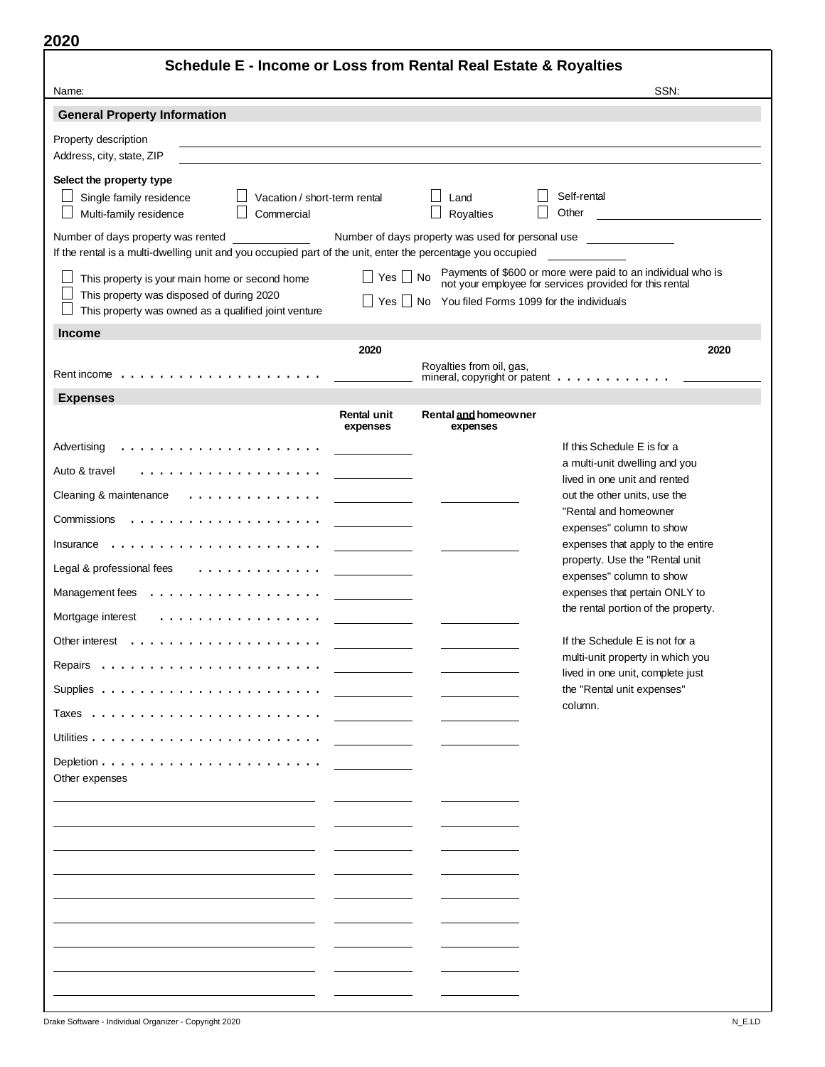**2020**

# Schedule E - Income or Loss from Rental Real Estate & Royalties

Name: SSN:

## General Property Information

Property description

Address, city, state, ZIP

**Select the property type**

- ☐ Single family residence
- ☐ Vacation / short-term rental
- ☐ Land
- ☐ Self-rental
- ☐ Multi-family residence
- ☐ Commercial
- ☐ Royalties
- ☐ Other

Number of days property was rented ______ Number of days property was used for personal use ______

If the rental is a multi-dwelling unit and you occupied part of the unit, enter the percentage you occupied ______

- ☐ This property is your main home or second home
- ☐ This property was disposed of during 2020
- ☐ This property was owned as a qualified joint venture

☐ Yes ☐ No Payments of $600 or more were paid to an individual who is not your employee for services provided for this rental

☐ Yes ☐ No You filed Forms 1099 for the individuals

## Income

| | 2020 | | 2020 |
|---|---|---|---|
| Rent income | | Royalties from oil, gas, mineral, copyright or patent | |

## Expenses

| | Rental unit expenses | Rental and homeowner expenses |
|---|---|---|
| Advertising | | |
| Auto & travel | | |
| Cleaning & maintenance | | |
| Commissions | | |
| Insurance | | |
| Legal & professional fees | | |
| Management fees | | |
| Mortgage interest | | |
| Other interest | | |
| Repairs | | |
| Supplies | | |
| Taxes | | |
| Utilities | | |
| Depletion | | |
| Other expenses | | |
| | | |
| | | |
| | | |
| | | |
| | | |
| | | |
| | | |
| | | |
| | | |

If this Schedule E is for a a multi-unit dwelling and you lived in one unit and rented out the other units, use the "Rental and homeowner expenses" column to show expenses that apply to the entire property. Use the "Rental unit expenses" column to show expenses that pertain ONLY to the rental portion of the property.

If the Schedule E is not for a multi-unit property in which you lived in one unit, complete just the "Rental unit expenses" column.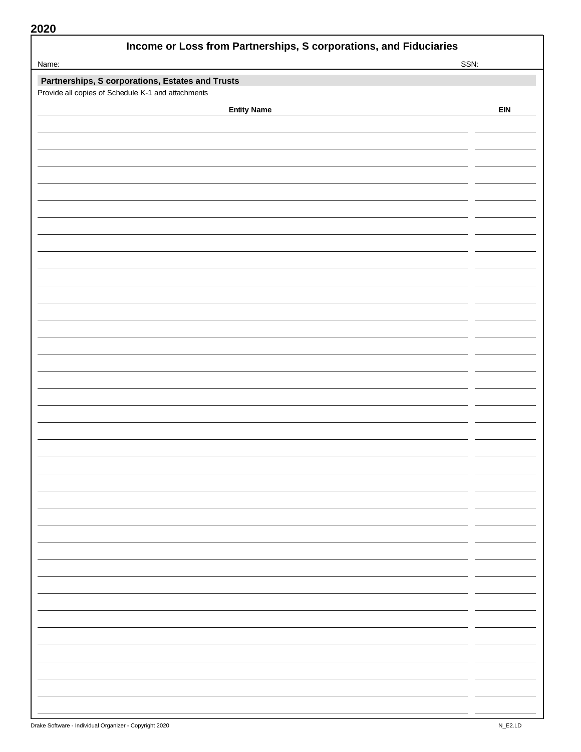2020

# Income or Loss from Partnerships, S corporations, and Fiduciaries

Name: SSN:

## Partnerships, S corporations, Estates and Trusts

Provide all copies of Schedule K-1 and attachments

| Entity Name | EIN |
|---|---|
| | |
| | |
| | |
| | |
| | |
| | |
| | |
| | |
| | |
| | |
| | |
| | |
| | |
| | |
| | |
| | |
| | |
| | |
| | |
| | |
| | |
| | |
| | |
| | |
| | |
| | |
| | |
| | |
| | |
| | |
| | |
| | |
| | |
| | |
| | |
| | |

Drake Software - Individual Organizer - Copyright 2020 N_E2.LD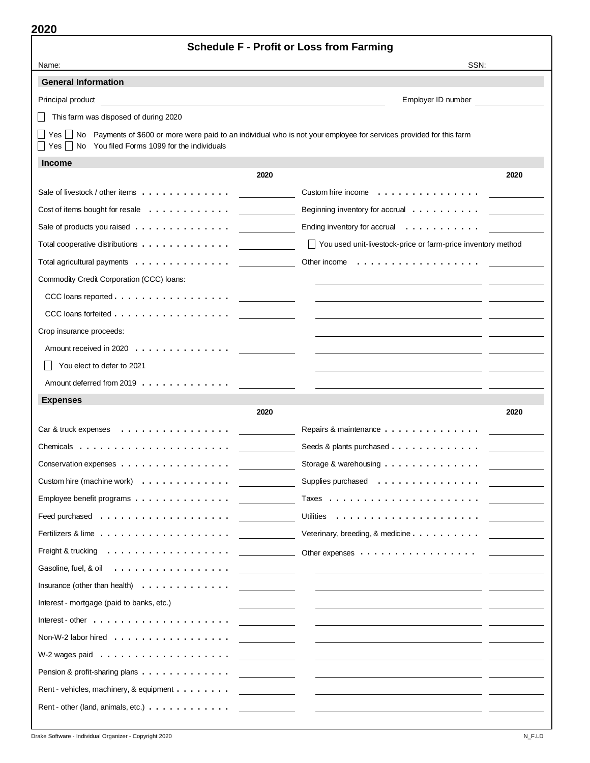**2020**

# Schedule F - Profit or Loss from Farming

Name: SSN:

## General Information

Principal product ______________________ Employer ID number ______________

☐ This farm was disposed of during 2020

☐ Yes ☐ No Payments of $600 or more were paid to an individual who is not your employee for services provided for this farm
☐ Yes ☐ No You filed Forms 1099 for the individuals

## Income

| | 2020 | | 2020 |
|---|---|---|---|
| Sale of livestock / other items | | Custom hire income | |
| Cost of items bought for resale | | Beginning inventory for accrual | |
| Sale of products you raised | | Ending inventory for accrual | |
| Total cooperative distributions | | ☐ You used unit-livestock-price or farm-price inventory method | |
| Total agricultural payments | | Other income | |
| Commodity Credit Corporation (CCC) loans: | | | |
| CCC loans reported | | | |
| CCC loans forfeited | | | |
| Crop insurance proceeds: | | | |
| Amount received in 2020 | | | |
| ☐ You elect to defer to 2021 | | | |
| Amount deferred from 2019 | | | |

## Expenses

| | 2020 | | 2020 |
|---|---|---|---|
| Car & truck expenses | | Repairs & maintenance | |
| Chemicals | | Seeds & plants purchased | |
| Conservation expenses | | Storage & warehousing | |
| Custom hire (machine work) | | Supplies purchased | |
| Employee benefit programs | | Taxes | |
| Feed purchased | | Utilities | |
| Fertilizers & lime | | Veterinary, breeding, & medicine | |
| Freight & trucking | | Other expenses | |
| Gasoline, fuel, & oil | | | |
| Insurance (other than health) | | | |
| Interest - mortgage (paid to banks, etc.) | | | |
| Interest - other | | | |
| Non-W-2 labor hired | | | |
| W-2 wages paid | | | |
| Pension & profit-sharing plans | | | |
| Rent - vehicles, machinery, & equipment | | | |
| Rent - other (land, animals, etc.) | | | |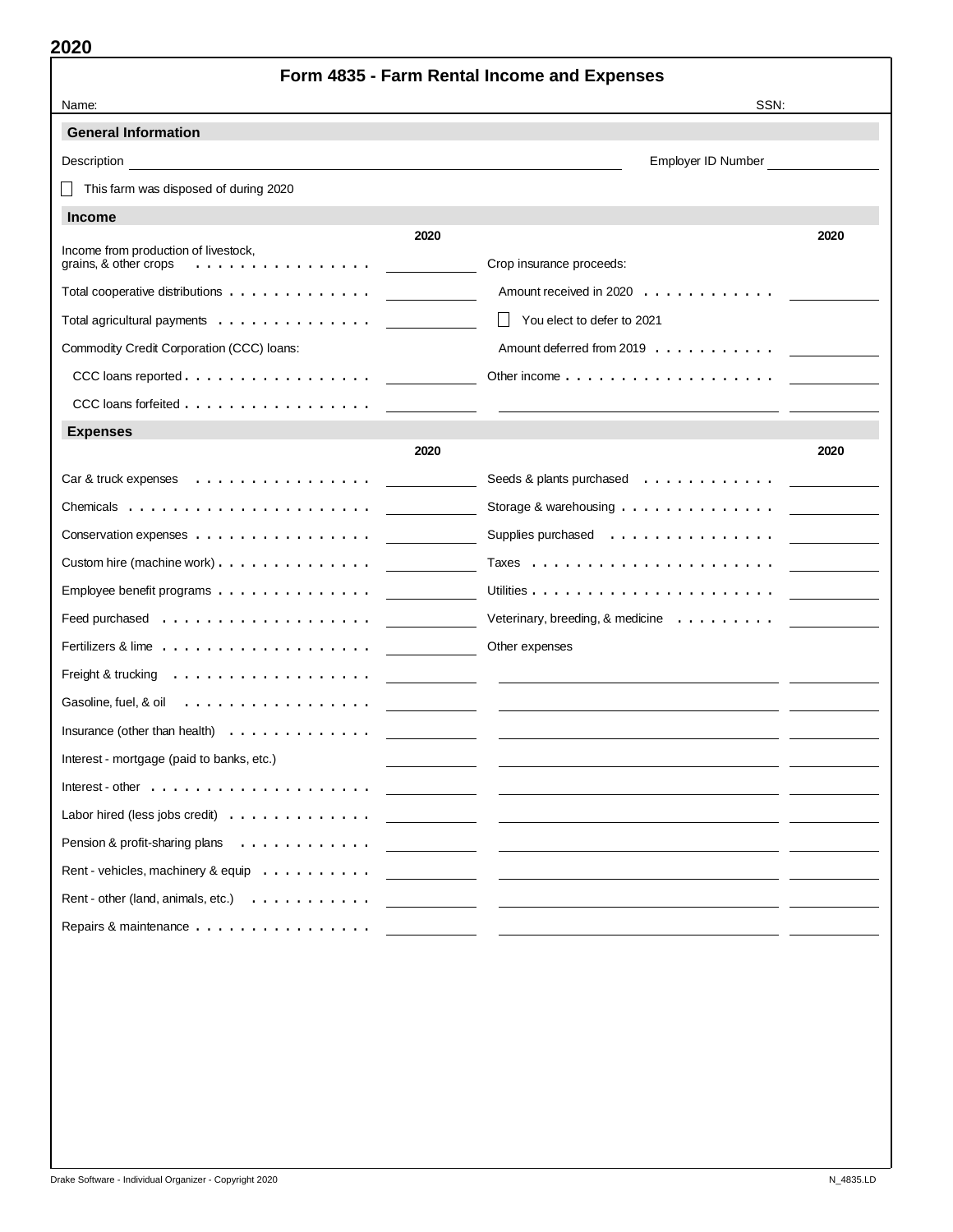2020

# Form 4835 - Farm Rental Income and Expenses

Name: SSN:

## General Information

Description ______________________ Employer ID Number __________

☐ This farm was disposed of during 2020

## Income

| | 2020 | | 2020 |
|---|---|---|---|
| Income from production of livestock, grains, & other crops | | Crop insurance proceeds: | |
| Total cooperative distributions | | Amount received in 2020 | |
| Total agricultural payments | | ☐ You elect to defer to 2021 | |
| Commodity Credit Corporation (CCC) loans: | | Amount deferred from 2019 | |
| CCC loans reported | | Other income | |
| CCC loans forfeited | | | |

## Expenses

| | 2020 | | 2020 |
|---|---|---|---|
| Car & truck expenses | | Seeds & plants purchased | |
| Chemicals | | Storage & warehousing | |
| Conservation expenses | | Supplies purchased | |
| Custom hire (machine work) | | Taxes | |
| Employee benefit programs | | Utilities | |
| Feed purchased | | Veterinary, breeding, & medicine | |
| Fertilizers & lime | | Other expenses | |
| Freight & trucking | | | |
| Gasoline, fuel, & oil | | | |
| Insurance (other than health) | | | |
| Interest - mortgage (paid to banks, etc.) | | | |
| Interest - other | | | |
| Labor hired (less jobs credit) | | | |
| Pension & profit-sharing plans | | | |
| Rent - vehicles, machinery & equip | | | |
| Rent - other (land, animals, etc.) | | | |
| Repairs & maintenance | | | |

Drake Software - Individual Organizer - Copyright 2020 N_4835.LD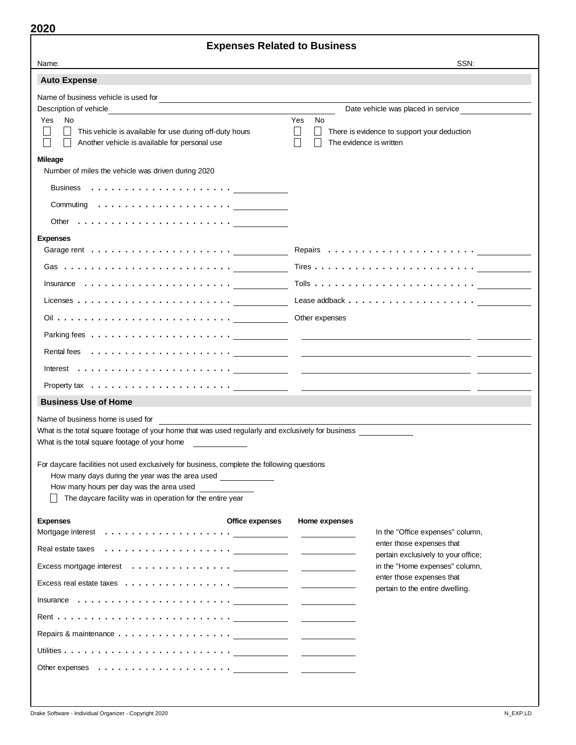**2020**

# Expenses Related to Business

Name: SSN:

## Auto Expense

Name of business vehicle is used for \_\_\_\_\_\_\_\_\_\_

Description of vehicle \_\_\_\_\_\_\_\_\_\_ Date vehicle was placed in service \_\_\_\_\_\_\_\_\_\_

| Yes | No | | Yes | No | |
|---|---|---|---|---|---|
| ☐ | ☐ | This vehicle is available for use during off-duty hours | ☐ | ☐ | There is evidence to support your deduction |
| ☐ | ☐ | Another vehicle is available for personal use | ☐ | ☐ | The evidence is written |

**Mileage**

Number of miles the vehicle was driven during 2020

- Business . . . . . . . . . . . . . . . . . . . . \_\_\_\_\_\_\_\_\_\_
- Commuting . . . . . . . . . . . . . . . . . . \_\_\_\_\_\_\_\_\_\_
- Other . . . . . . . . . . . . . . . . . . . . . . \_\_\_\_\_\_\_\_\_\_

**Expenses**

| | | | |
|---|---|---|---|
| Garage rent | \_\_\_\_\_\_\_\_\_\_ | Repairs | \_\_\_\_\_\_\_\_\_\_ |
| Gas | \_\_\_\_\_\_\_\_\_\_ | Tires | \_\_\_\_\_\_\_\_\_\_ |
| Insurance | \_\_\_\_\_\_\_\_\_\_ | Tolls | \_\_\_\_\_\_\_\_\_\_ |
| Licenses | \_\_\_\_\_\_\_\_\_\_ | Lease addback | \_\_\_\_\_\_\_\_\_\_ |
| Oil | \_\_\_\_\_\_\_\_\_\_ | Other expenses | |
| Parking fees | \_\_\_\_\_\_\_\_\_\_ | \_\_\_\_\_\_\_\_\_\_ | \_\_\_\_\_\_\_\_\_\_ |
| Rental fees | \_\_\_\_\_\_\_\_\_\_ | \_\_\_\_\_\_\_\_\_\_ | \_\_\_\_\_\_\_\_\_\_ |
| Interest | \_\_\_\_\_\_\_\_\_\_ | \_\_\_\_\_\_\_\_\_\_ | \_\_\_\_\_\_\_\_\_\_ |
| Property tax | \_\_\_\_\_\_\_\_\_\_ | \_\_\_\_\_\_\_\_\_\_ | \_\_\_\_\_\_\_\_\_\_ |

## Business Use of Home

Name of business home is used for \_\_\_\_\_\_\_\_\_\_

What is the total square footage of your home that was used regularly and exclusively for business \_\_\_\_\_\_\_\_\_\_

What is the total square footage of your home \_\_\_\_\_\_\_\_\_\_

For daycare facilities not used exclusively for business, complete the following questions

- How many days during the year was the area used \_\_\_\_\_\_\_\_\_\_
- How many hours per day was the area used \_\_\_\_\_\_\_\_\_\_
- ☐ The daycare facility was in operation for the entire year

| Expenses | Office expenses | Home expenses |
|---|---|---|
| Mortgage interest | \_\_\_\_\_\_\_\_\_\_ | \_\_\_\_\_\_\_\_\_\_ |
| Real estate taxes | \_\_\_\_\_\_\_\_\_\_ | \_\_\_\_\_\_\_\_\_\_ |
| Excess mortgage interest | \_\_\_\_\_\_\_\_\_\_ | \_\_\_\_\_\_\_\_\_\_ |
| Excess real estate taxes | \_\_\_\_\_\_\_\_\_\_ | \_\_\_\_\_\_\_\_\_\_ |
| Insurance | \_\_\_\_\_\_\_\_\_\_ | \_\_\_\_\_\_\_\_\_\_ |
| Rent | \_\_\_\_\_\_\_\_\_\_ | \_\_\_\_\_\_\_\_\_\_ |
| Repairs & maintenance | \_\_\_\_\_\_\_\_\_\_ | \_\_\_\_\_\_\_\_\_\_ |
| Utilities | \_\_\_\_\_\_\_\_\_\_ | \_\_\_\_\_\_\_\_\_\_ |
| Other expenses | \_\_\_\_\_\_\_\_\_\_ | \_\_\_\_\_\_\_\_\_\_ |

In the "Office expenses" column, enter those expenses that pertain exclusively to your office; in the "Home expenses" column, enter those expenses that pertain to the entire dwelling.

Drake Software - Individual Organizer - Copyright 2020 N_EXP.LD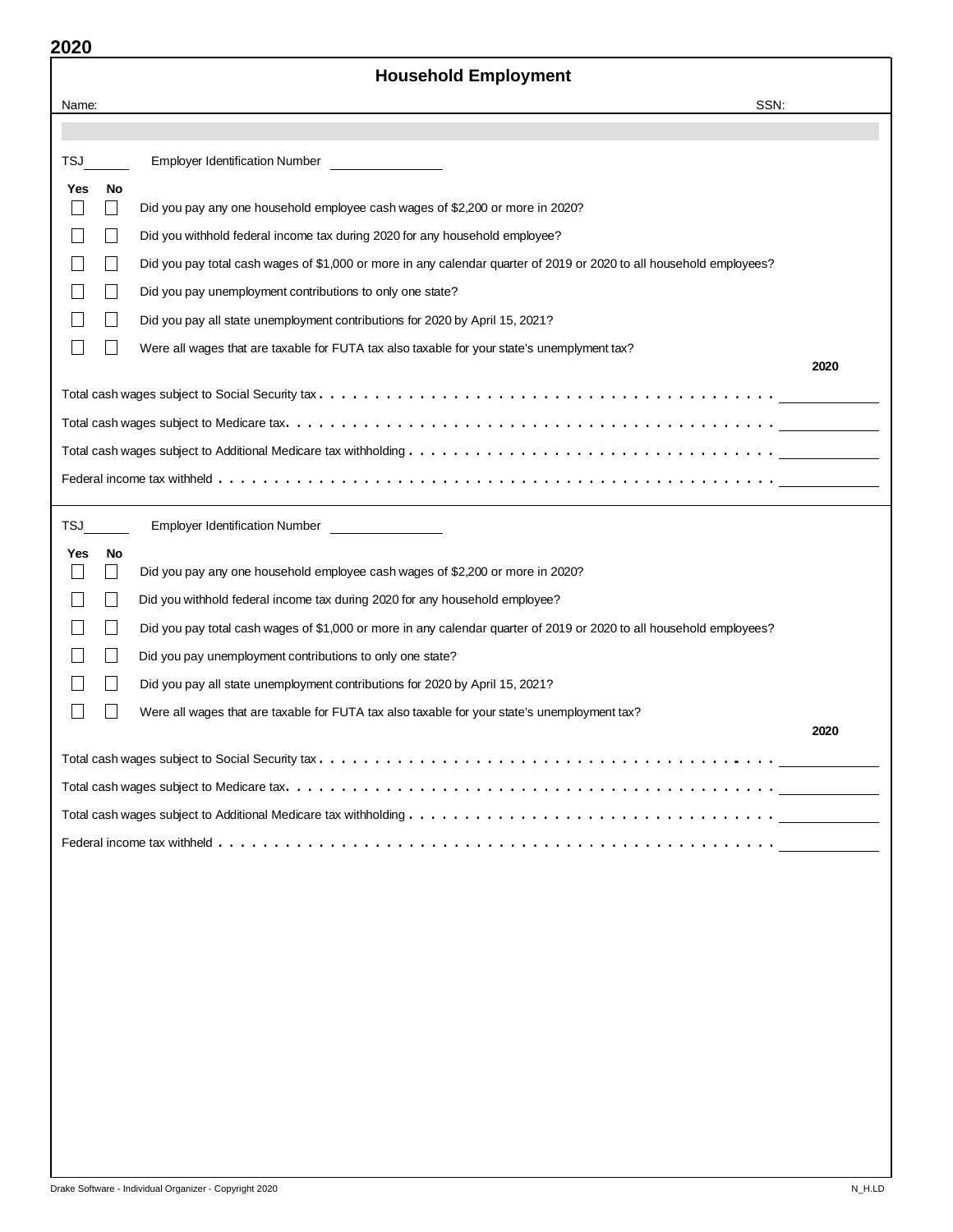2020

# Household Employment

Name: SSN:

TSJ ______ Employer Identification Number ______________

| Yes | No | |
|---|---|---|
| ☐ | ☐ | Did you pay any one household employee cash wages of $2,200 or more in 2020? |
| ☐ | ☐ | Did you withhold federal income tax during 2020 for any household employee? |
| ☐ | ☐ | Did you pay total cash wages of $1,000 or more in any calendar quarter of 2019 or 2020 to all household employees? |
| ☐ | ☐ | Did you pay unemployment contributions to only one state? |
| ☐ | ☐ | Did you pay all state unemployment contributions for 2020 by April 15, 2021? |
| ☐ | ☐ | Were all wages that are taxable for FUTA tax also taxable for your state's unemplyment tax? |

| | 2020 |
|---|---|
| Total cash wages subject to Social Security tax | |
| Total cash wages subject to Medicare tax | |
| Total cash wages subject to Additional Medicare tax withholding | |
| Federal income tax withheld | |

TSJ ______ Employer Identification Number ______________

| Yes | No | |
|---|---|---|
| ☐ | ☐ | Did you pay any one household employee cash wages of $2,200 or more in 2020? |
| ☐ | ☐ | Did you withhold federal income tax during 2020 for any household employee? |
| ☐ | ☐ | Did you pay total cash wages of $1,000 or more in any calendar quarter of 2019 or 2020 to all household employees? |
| ☐ | ☐ | Did you pay unemployment contributions to only one state? |
| ☐ | ☐ | Did you pay all state unemployment contributions for 2020 by April 15, 2021? |
| ☐ | ☐ | Were all wages that are taxable for FUTA tax also taxable for your state's unemployment tax? |

| | 2020 |
|---|---|
| Total cash wages subject to Social Security tax | |
| Total cash wages subject to Medicare tax | |
| Total cash wages subject to Additional Medicare tax withholding | |
| Federal income tax withheld | |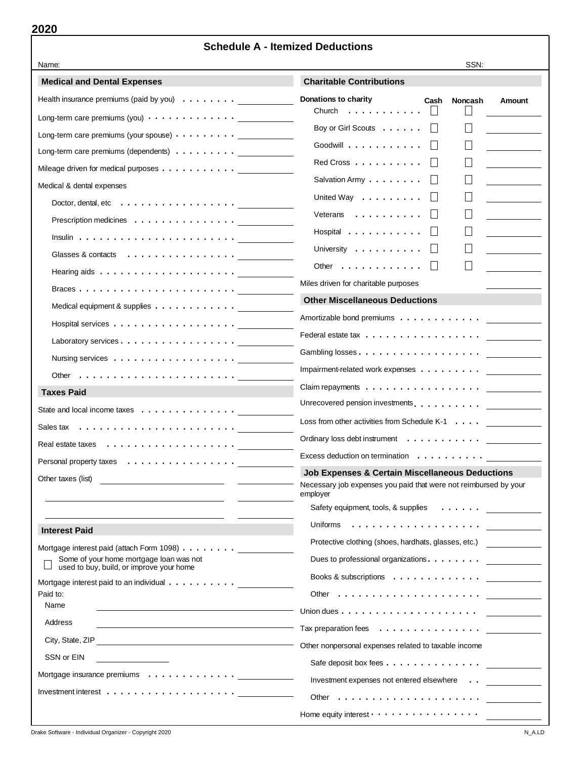2020

# Schedule A - Itemized Deductions

Name: SSN:

## Medical and Dental Expenses

| Item | Amount |
|---|---|
| Health insurance premiums (paid by you) | |
| Long-term care premiums (you) | |
| Long-term care premiums (your spouse) | |
| Long-term care premiums (dependents) | |
| Mileage driven for medical purposes | |
| Medical & dental expenses | |
| Doctor, dental, etc | |
| Prescription medicines | |
| Insulin | |
| Glasses & contacts | |
| Hearing aids | |
| Braces | |
| Medical equipment & supplies | |
| Hospital services | |
| Laboratory services | |
| Nursing services | |
| Other | |

## Taxes Paid

| Item | Amount |
|---|---|
| State and local income taxes | |
| Sales tax | |
| Real estate taxes | |
| Personal property taxes | |
| Other taxes (list) | |
| | |
| | |

## Interest Paid

| Item | Amount |
|---|---|
| Mortgage interest paid (attach Form 1098) | |
| ☐ Some of your home mortgage loan was not used to buy, build, or improve your home | |
| Mortgage interest paid to an individual | |

Paid to:

Name

Address

City, State, ZIP

SSN or EIN

| Item | Amount |
|---|---|
| Mortgage insurance premiums | |
| Investment interest | |

## Charitable Contributions

| Donations to charity | Cash | Noncash | Amount |
|---|---|---|---|
| Church | ☐ | ☐ | |
| Boy or Girl Scouts | ☐ | ☐ | |
| Goodwill | ☐ | ☐ | |
| Red Cross | ☐ | ☐ | |
| Salvation Army | ☐ | ☐ | |
| United Way | ☐ | ☐ | |
| Veterans | ☐ | ☐ | |
| Hospital | ☐ | ☐ | |
| University | ☐ | ☐ | |
| Other | ☐ | ☐ | |
| Miles driven for charitable purposes | | | |

## Other Miscellaneous Deductions

| Item | Amount |
|---|---|
| Amortizable bond premiums | |
| Federal estate tax | |
| Gambling losses | |
| Impairment-related work expenses | |
| Claim repayments | |
| Unrecovered pension investments | |
| Loss from other activities from Schedule K-1 | |
| Ordinary loss debt instrument | |
| Excess deduction on termination | |

## Job Expenses & Certain Miscellaneous Deductions

Necessary job expenses you paid that were not reimbursed by your employer

| Item | Amount |
|---|---|
| Safety equipment, tools, & supplies | |
| Uniforms | |
| Protective clothing (shoes, hardhats, glasses, etc.) | |
| Dues to professional organizations | |
| Books & subscriptions | |
| Other | |
| Union dues | |
| Tax preparation fees | |

Other nonpersonal expenses related to taxable income

| Item | Amount |
|---|---|
| Safe deposit box fees | |
| Investment expenses not entered elsewhere | |
| Other | |
| Home equity interest | |

Drake Software - Individual Organizer - Copyright 2020 N_A.LD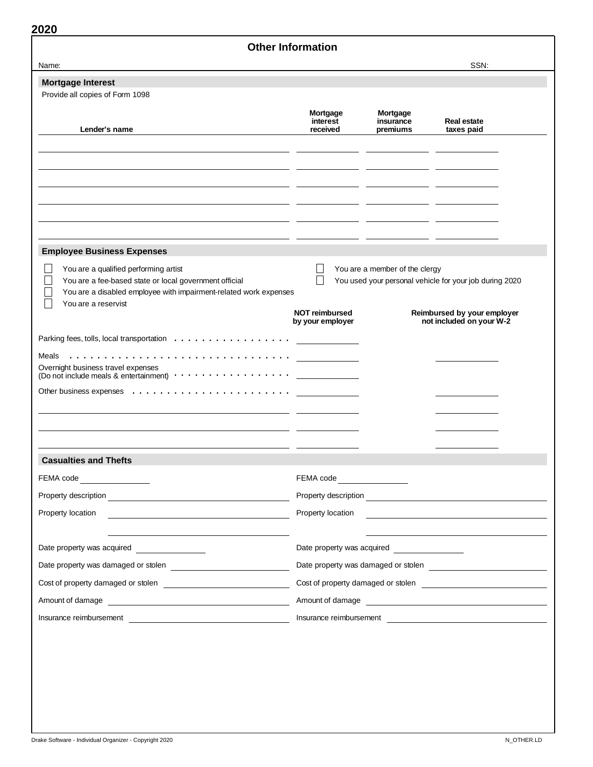**2020**

# Other Information

Name: SSN:

## Mortgage Interest

Provide all copies of Form 1098

| Lender's name | Mortgage interest received | Mortgage insurance premiums | Real estate taxes paid |
|---|---|---|---|
| | | | |
| | | | |
| | | | |
| | | | |
| | | | |
| | | | |

## Employee Business Expenses

- ☐ You are a qualified performing artist
- ☐ You are a fee-based state or local government official
- ☐ You are a disabled employee with impairment-related work expenses
- ☐ You are a reservist
- ☐ You are a member of the clergy
- ☐ You used your personal vehicle for your job during 2020

| | NOT reimbursed by your employer | Reimbursed by your employer not included on your W-2 |
|---|---|---|
| Parking fees, tolls, local transportation | | |
| Meals | | |
| Overnight business travel expenses (Do not include meals & entertainment) | | |
| Other business expenses | | |
| | | |
| | | |
| | | |

## Casualties and Thefts

FEMA code

Property description

Property location

Date property was acquired

Date property was damaged or stolen

Cost of property damaged or stolen

Amount of damage

Insurance reimbursement

FEMA code

Property description

Property location

Date property was acquired

Date property was damaged or stolen

Cost of property damaged or stolen

Amount of damage

Insurance reimbursement

Drake Software - Individual Organizer - Copyright 2020 N_OTHER.LD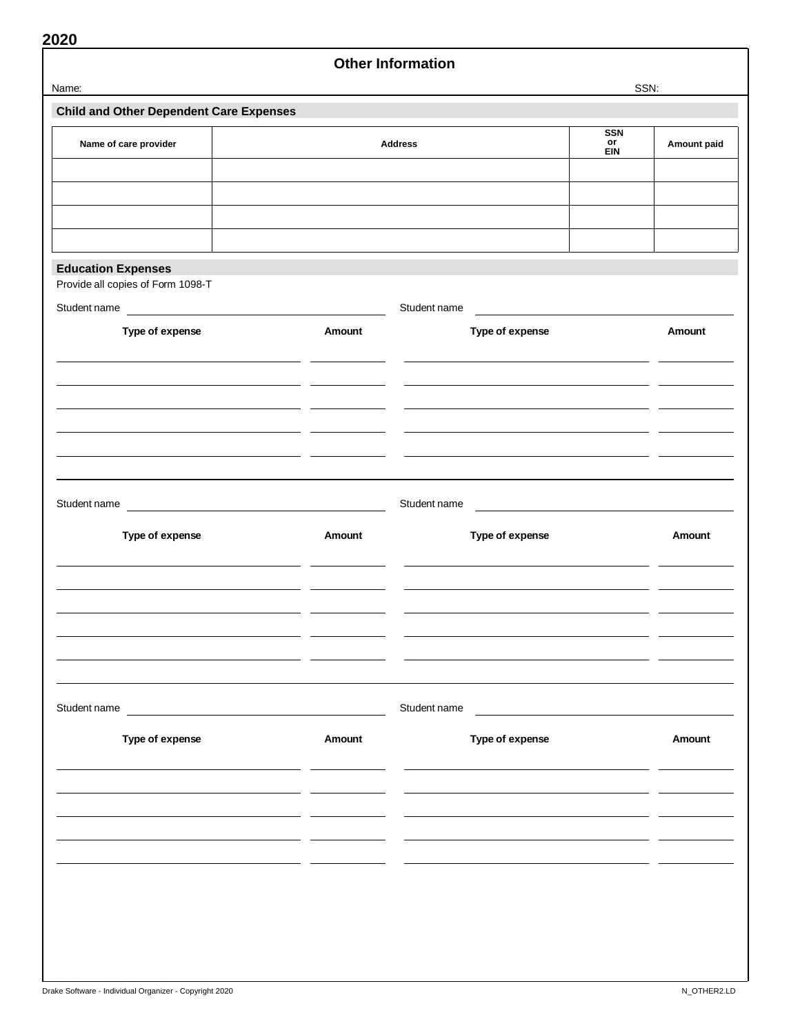2020

# Other Information

Name: SSN:

## Child and Other Dependent Care Expenses

| Name of care provider | Address | SSN or EIN | Amount paid |
|---|---|---|---|
| | | | |
| | | | |
| | | | |
| | | | |

## Education Expenses

Provide all copies of Form 1098-T

Student name ______________________ Student name ______________________

| Type of expense | Amount | Type of expense | Amount |
|---|---|---|---|
| | | | |
| | | | |
| | | | |
| | | | |
| | | | |

Student name ______________________ Student name ______________________

| Type of expense | Amount | Type of expense | Amount |
|---|---|---|---|
| | | | |
| | | | |
| | | | |
| | | | |
| | | | |

Student name ______________________ Student name ______________________

| Type of expense | Amount | Type of expense | Amount |
|---|---|---|---|
| | | | |
| | | | |
| | | | |
| | | | |
| | | | |